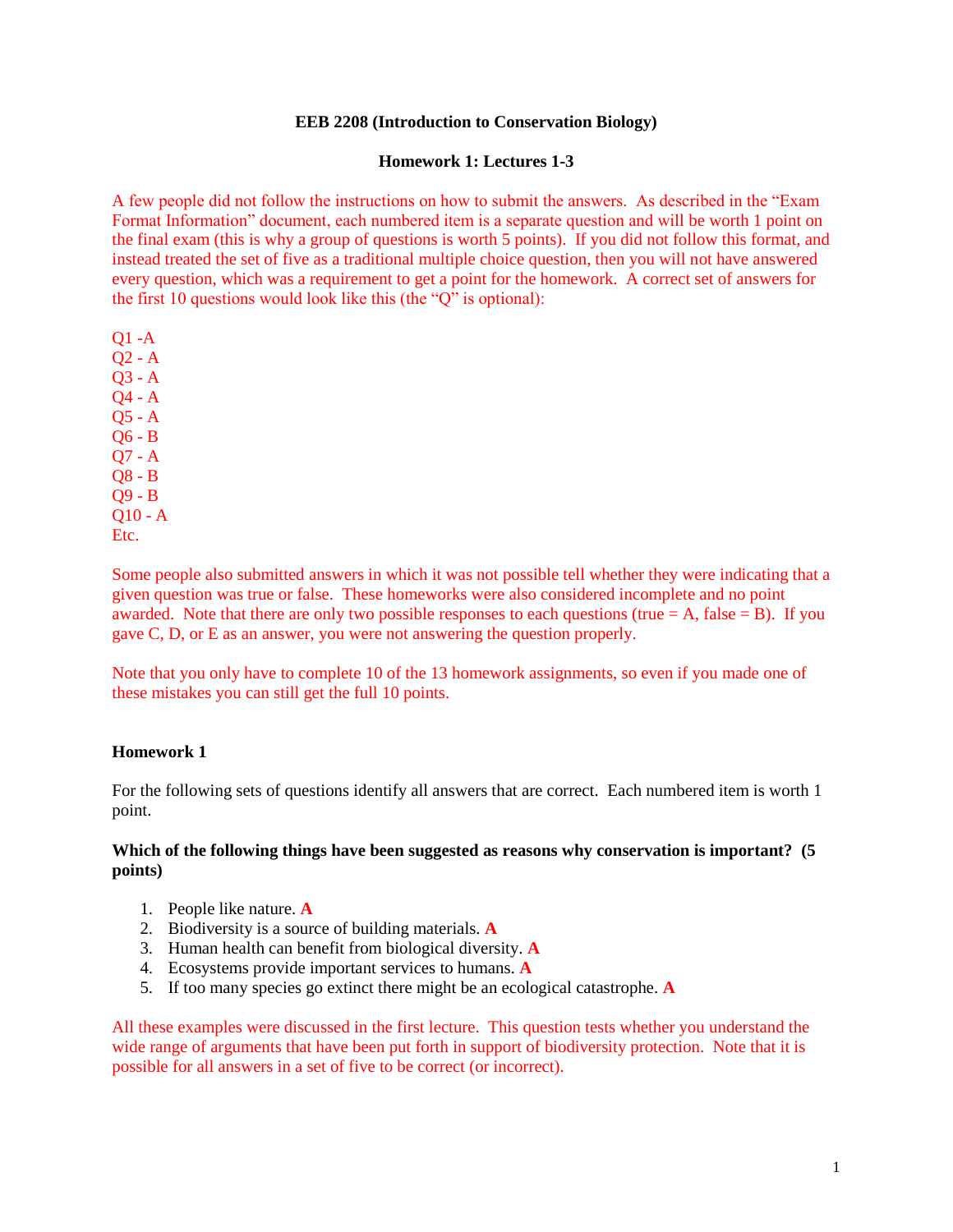**EEB 2208 (Introduction to Conservation Biology)**

**Homework 1: Lectures 1-3**

A few people did not follow the instructions on how to submit the answers. As described in the "Exam Format Information" document, each numbered item is a separate question and will be worth 1 point on the final exam (this is why a group of questions is worth 5 points). If you did not follow this format, and instead treated the set of five as a traditional multiple choice question, then you will not have answered every question, which was a requirement to get a point for the homework. A correct set of answers for the first 10 questions would look like this (the "Q" is optional):

Q1 -A
Q2 - A
Q3 - A
Q4 - A
Q5 - A
Q6 - B
Q7 - A
Q8 - B
Q9 - B
Q10 - A
Etc.

Some people also submitted answers in which it was not possible tell whether they were indicating that a given question was true or false. These homeworks were also considered incomplete and no point awarded. Note that there are only two possible responses to each questions (true = A, false = B). If you gave C, D, or E as an answer, you were not answering the question properly.

Note that you only have to complete 10 of the 13 homework assignments, so even if you made one of these mistakes you can still get the full 10 points.

**Homework 1**

For the following sets of questions identify all answers that are correct. Each numbered item is worth 1 point.

**Which of the following things have been suggested as reasons why conservation is important? (5 points)**

1. People like nature. **A**
2. Biodiversity is a source of building materials. **A**
3. Human health can benefit from biological diversity. **A**
4. Ecosystems provide important services to humans. **A**
5. If too many species go extinct there might be an ecological catastrophe. **A**

All these examples were discussed in the first lecture. This question tests whether you understand the wide range of arguments that have been put forth in support of biodiversity protection. Note that it is possible for all answers in a set of five to be correct (or incorrect).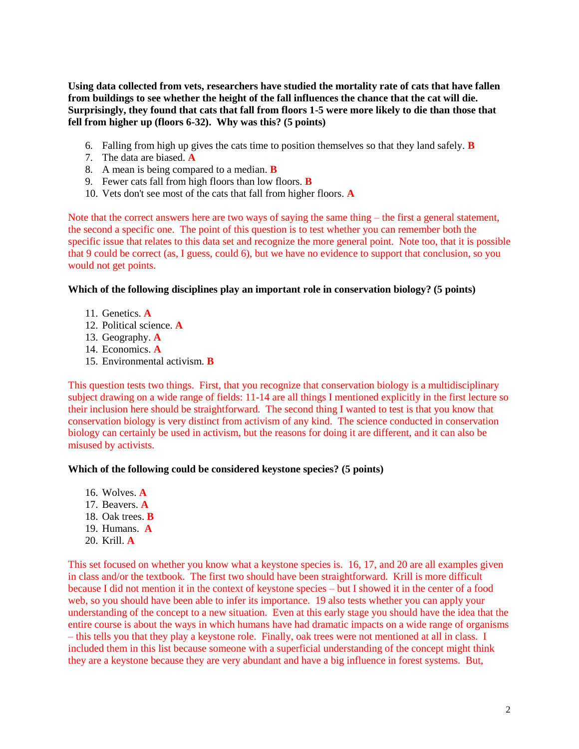**Using data collected from vets, researchers have studied the mortality rate of cats that have fallen from buildings to see whether the height of the fall influences the chance that the cat will die. Surprisingly, they found that cats that fall from floors 1-5 were more likely to die than those that fell from higher up (floors 6-32). Why was this? (5 points)**

6. Falling from high up gives the cats time to position themselves so that they land safely. **B**
7. The data are biased. **A**
8. A mean is being compared to a median. **B**
9. Fewer cats fall from high floors than low floors. **B**
10. Vets don't see most of the cats that fall from higher floors. **A**

Note that the correct answers here are two ways of saying the same thing – the first a general statement, the second a specific one. The point of this question is to test whether you can remember both the specific issue that relates to this data set and recognize the more general point. Note too, that it is possible that 9 could be correct (as, I guess, could 6), but we have no evidence to support that conclusion, so you would not get points.

**Which of the following disciplines play an important role in conservation biology? (5 points)**

11. Genetics. **A**
12. Political science. **A**
13. Geography. **A**
14. Economics. **A**
15. Environmental activism. **B**

This question tests two things. First, that you recognize that conservation biology is a multidisciplinary subject drawing on a wide range of fields: 11-14 are all things I mentioned explicitly in the first lecture so their inclusion here should be straightforward. The second thing I wanted to test is that you know that conservation biology is very distinct from activism of any kind. The science conducted in conservation biology can certainly be used in activism, but the reasons for doing it are different, and it can also be misused by activists.

**Which of the following could be considered keystone species? (5 points)**

16. Wolves. **A**
17. Beavers. **A**
18. Oak trees. **B**
19. Humans. **A**
20. Krill. **A**

This set focused on whether you know what a keystone species is. 16, 17, and 20 are all examples given in class and/or the textbook. The first two should have been straightforward. Krill is more difficult because I did not mention it in the context of keystone species – but I showed it in the center of a food web, so you should have been able to infer its importance. 19 also tests whether you can apply your understanding of the concept to a new situation. Even at this early stage you should have the idea that the entire course is about the ways in which humans have had dramatic impacts on a wide range of organisms – this tells you that they play a keystone role. Finally, oak trees were not mentioned at all in class. I included them in this list because someone with a superficial understanding of the concept might think they are a keystone because they are very abundant and have a big influence in forest systems. But,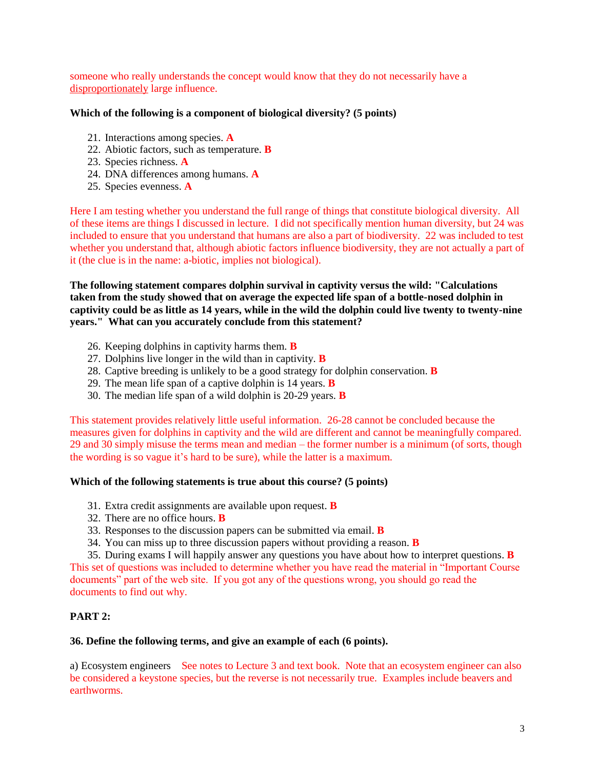someone who really understands the concept would know that they do not necessarily have a disproportionately large influence.

**Which of the following is a component of biological diversity? (5 points)**

21. Interactions among species. **A**
22. Abiotic factors, such as temperature. **B**
23. Species richness. **A**
24. DNA differences among humans. **A**
25. Species evenness. **A**

Here I am testing whether you understand the full range of things that constitute biological diversity. All of these items are things I discussed in lecture. I did not specifically mention human diversity, but 24 was included to ensure that you understand that humans are also a part of biodiversity. 22 was included to test whether you understand that, although abiotic factors influence biodiversity, they are not actually a part of it (the clue is in the name: a-biotic, implies not biological).

**The following statement compares dolphin survival in captivity versus the wild: "Calculations taken from the study showed that on average the expected life span of a bottle-nosed dolphin in captivity could be as little as 14 years, while in the wild the dolphin could live twenty to twenty-nine years." What can you accurately conclude from this statement?**

26. Keeping dolphins in captivity harms them. **B**
27. Dolphins live longer in the wild than in captivity. **B**
28. Captive breeding is unlikely to be a good strategy for dolphin conservation. **B**
29. The mean life span of a captive dolphin is 14 years. **B**
30. The median life span of a wild dolphin is 20-29 years. **B**

This statement provides relatively little useful information. 26-28 cannot be concluded because the measures given for dolphins in captivity and the wild are different and cannot be meaningfully compared. 29 and 30 simply misuse the terms mean and median – the former number is a minimum (of sorts, though the wording is so vague it's hard to be sure), while the latter is a maximum.

**Which of the following statements is true about this course? (5 points)**

31. Extra credit assignments are available upon request. **B**
32. There are no office hours. **B**
33. Responses to the discussion papers can be submitted via email. **B**
34. You can miss up to three discussion papers without providing a reason. **B**
35. During exams I will happily answer any questions you have about how to interpret questions. **B**

This set of questions was included to determine whether you have read the material in "Important Course documents" part of the web site. If you got any of the questions wrong, you should go read the documents to find out why.

**PART 2:**

**36. Define the following terms, and give an example of each (6 points).**

a) Ecosystem engineers See notes to Lecture 3 and text book. Note that an ecosystem engineer can also be considered a keystone species, but the reverse is not necessarily true. Examples include beavers and earthworms.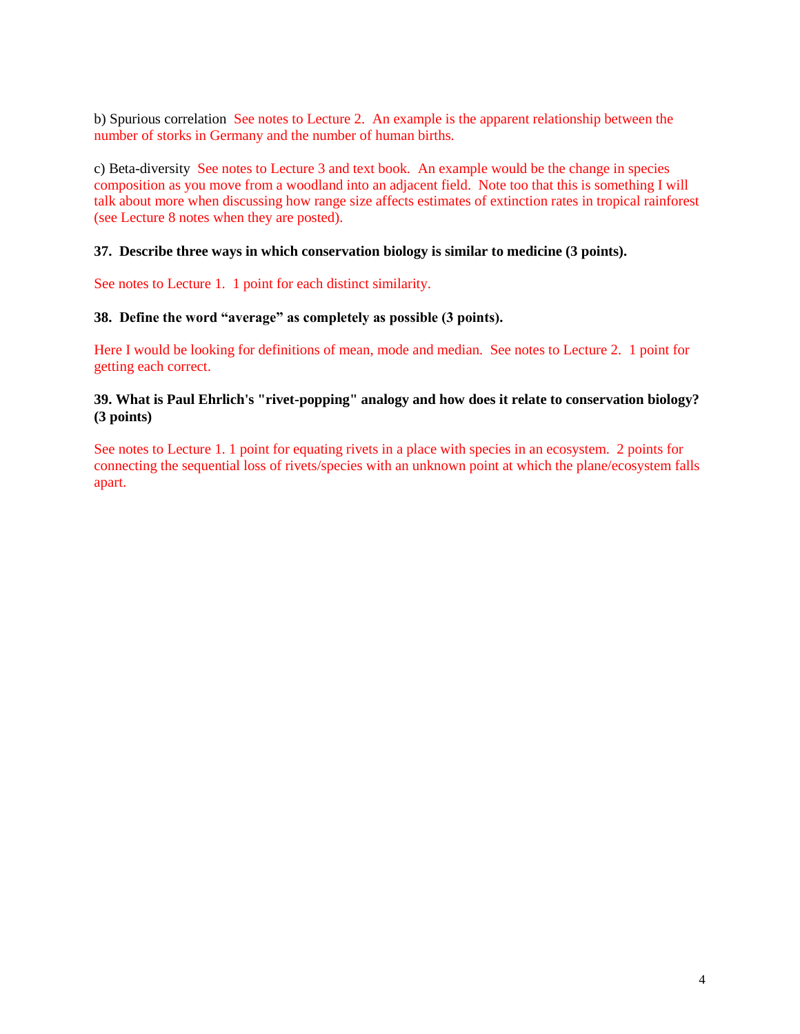b) Spurious correlation See notes to Lecture 2. An example is the apparent relationship between the number of storks in Germany and the number of human births.

c) Beta-diversity See notes to Lecture 3 and text book. An example would be the change in species composition as you move from a woodland into an adjacent field. Note too that this is something I will talk about more when discussing how range size affects estimates of extinction rates in tropical rainforest (see Lecture 8 notes when they are posted).

**37. Describe three ways in which conservation biology is similar to medicine (3 points).**

See notes to Lecture 1. 1 point for each distinct similarity.

**38. Define the word “average” as completely as possible (3 points).**

Here I would be looking for definitions of mean, mode and median. See notes to Lecture 2. 1 point for getting each correct.

**39. What is Paul Ehrlich's "rivet-popping" analogy and how does it relate to conservation biology? (3 points)**

See notes to Lecture 1. 1 point for equating rivets in a place with species in an ecosystem. 2 points for connecting the sequential loss of rivets/species with an unknown point at which the plane/ecosystem falls apart.